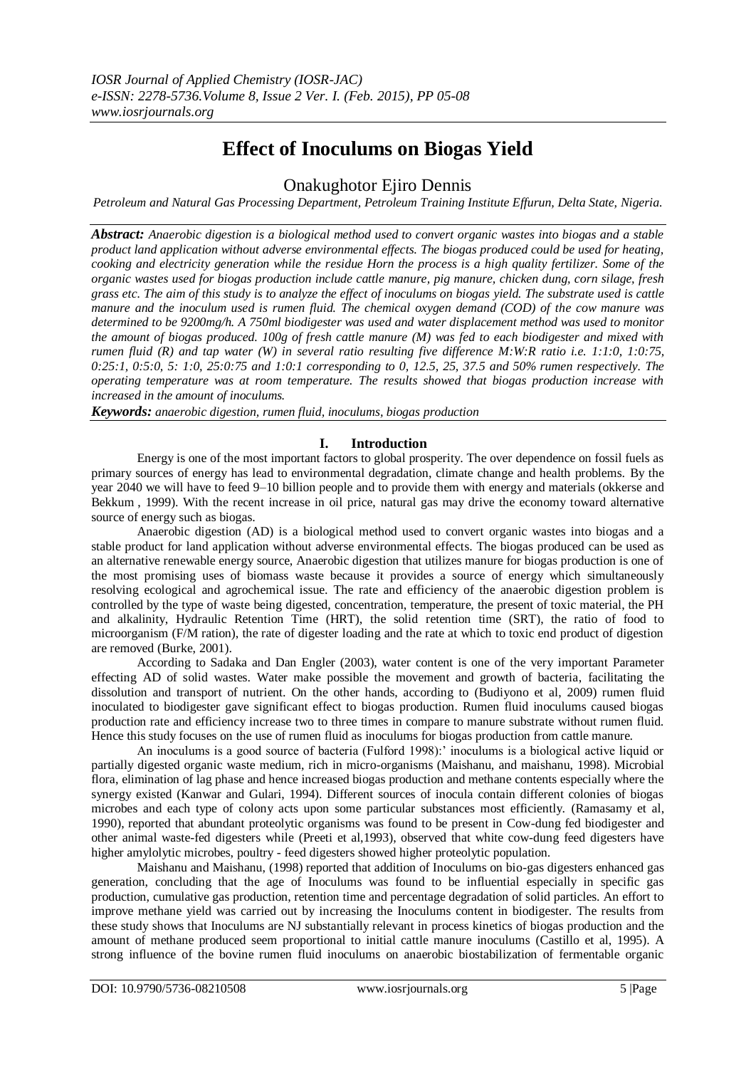# Effect of Inoculums on Biogas Yield

Onakughotor Ejiro Dennis

*Petroleum and Natural Gas Processing Department, Petroleum Training Institute Effurun, Delta State, Nigeria.*

***Abstract:*** *Anaerobic digestion is a biological method used to convert organic wastes into biogas and a stable product land application without adverse environmental effects. The biogas produced could be used for heating, cooking and electricity generation while the residue Horn the process is a high quality fertilizer. Some of the organic wastes used for biogas production include cattle manure, pig manure, chicken dung, corn silage, fresh grass etc. The aim of this study is to analyze the effect of inoculums on biogas yield. The substrate used is cattle manure and the inoculum used is rumen fluid. The chemical oxygen demand (COD) of the cow manure was determined to be 9200mg/h. A 750ml biodigester was used and water displacement method was used to monitor the amount of biogas produced. 100g of fresh cattle manure (M) was fed to each biodigester and mixed with rumen fluid (R) and tap water (W) in several ratio resulting five difference M:W:R ratio i.e. 1:1:0, 1:0:75, 0:25:1, 0:5:0, 5: 1:0, 25:0:75 and 1:0:1 corresponding to 0, 12.5, 25, 37.5 and 50% rumen respectively. The operating temperature was at room temperature. The results showed that biogas production increase with increased in the amount of inoculums.*

***Keywords:*** *anaerobic digestion, rumen fluid, inoculums, biogas production*

## I. Introduction

Energy is one of the most important factors to global prosperity. The over dependence on fossil fuels as primary sources of energy has lead to environmental degradation, climate change and health problems. By the year 2040 we will have to feed 9–10 billion people and to provide them with energy and materials (okkerse and Bekkum , 1999). With the recent increase in oil price, natural gas may drive the economy toward alternative source of energy such as biogas.

Anaerobic digestion (AD) is a biological method used to convert organic wastes into biogas and a stable product for land application without adverse environmental effects. The biogas produced can be used as an alternative renewable energy source, Anaerobic digestion that utilizes manure for biogas production is one of the most promising uses of biomass waste because it provides a source of energy which simultaneously resolving ecological and agrochemical issue. The rate and efficiency of the anaerobic digestion problem is controlled by the type of waste being digested, concentration, temperature, the present of toxic material, the PH and alkalinity, Hydraulic Retention Time (HRT), the solid retention time (SRT), the ratio of food to microorganism (F/M ration), the rate of digester loading and the rate at which to toxic end product of digestion are removed (Burke, 2001).

According to Sadaka and Dan Engler (2003), water content is one of the very important Parameter effecting AD of solid wastes. Water make possible the movement and growth of bacteria, facilitating the dissolution and transport of nutrient. On the other hands, according to (Budiyono et al, 2009) rumen fluid inoculated to biodigester gave significant effect to biogas production. Rumen fluid inoculums caused biogas production rate and efficiency increase two to three times in compare to manure substrate without rumen fluid. Hence this study focuses on the use of rumen fluid as inoculums for biogas production from cattle manure.

An inoculums is a good source of bacteria (Fulford 1998):' inoculums is a biological active liquid or partially digested organic waste medium, rich in micro-organisms (Maishanu, and maishanu, 1998). Microbial flora, elimination of lag phase and hence increased biogas production and methane contents especially where the synergy existed (Kanwar and Gulari, 1994). Different sources of inocula contain different colonies of biogas microbes and each type of colony acts upon some particular substances most efficiently. (Ramasamy et al, 1990), reported that abundant proteolytic organisms was found to be present in Cow-dung fed biodigester and other animal waste-fed digesters while (Preeti et al,1993), observed that white cow-dung feed digesters have higher amylolytic microbes, poultry - feed digesters showed higher proteolytic population.

Maishanu and Maishanu, (1998) reported that addition of Inoculums on bio-gas digesters enhanced gas generation, concluding that the age of Inoculums was found to be influential especially in specific gas production, cumulative gas production, retention time and percentage degradation of solid particles. An effort to improve methane yield was carried out by increasing the Inoculums content in biodigester. The results from these study shows that Inoculums are NJ substantially relevant in process kinetics of biogas production and the amount of methane produced seem proportional to initial cattle manure inoculums (Castillo et al, 1995). A strong influence of the bovine rumen fluid inoculums on anaerobic biostabilization of fermentable organic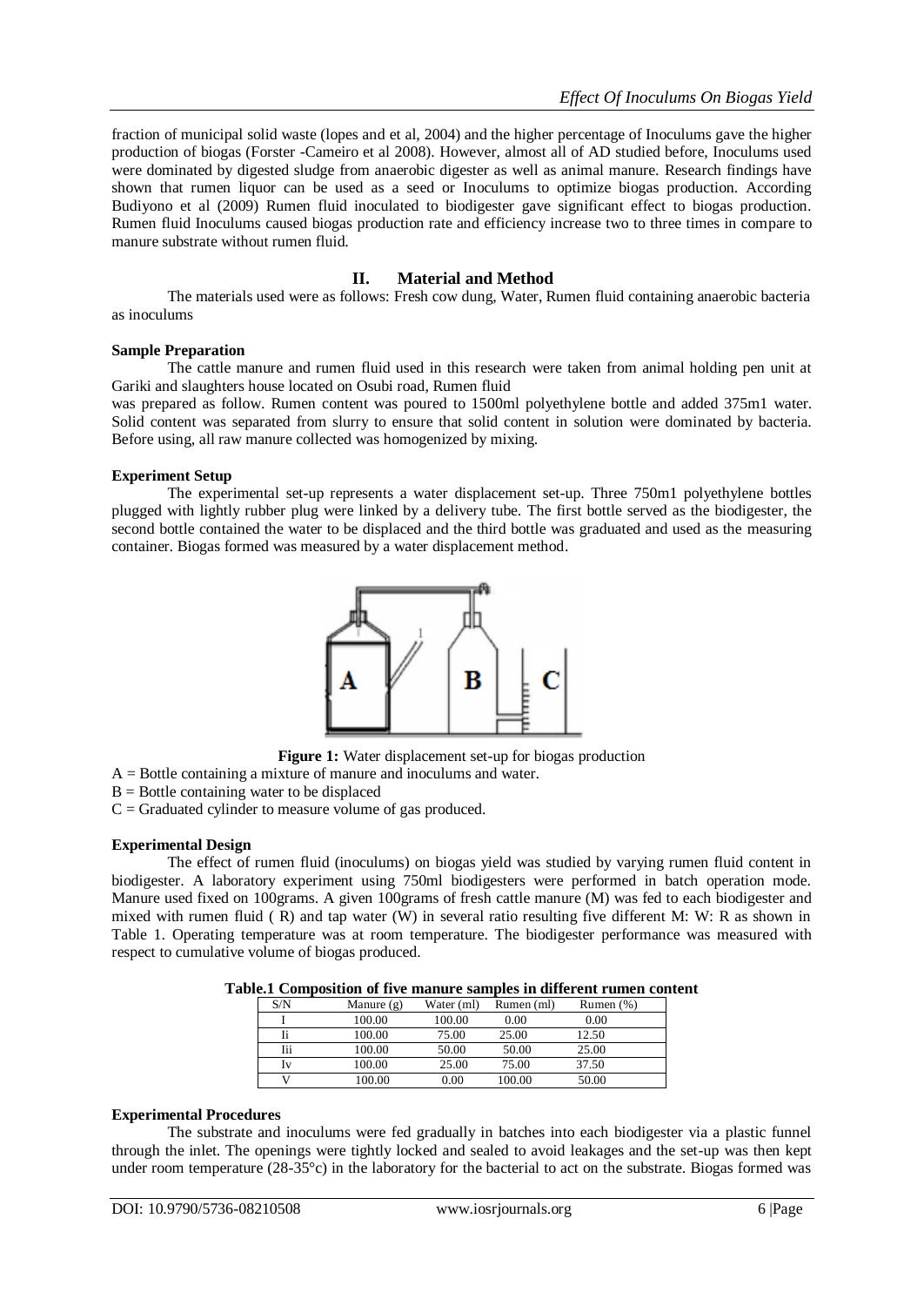fraction of municipal solid waste (lopes and et al, 2004) and the higher percentage of Inoculums gave the higher production of biogas (Forster -Cameiro et al 2008). However, almost all of AD studied before, Inoculums used were dominated by digested sludge from anaerobic digester as well as animal manure. Research findings have shown that rumen liquor can be used as a seed or Inoculums to optimize biogas production. According Budiyono et al (2009) Rumen fluid inoculated to biodigester gave significant effect to biogas production. Rumen fluid Inoculums caused biogas production rate and efficiency increase two to three times in compare to manure substrate without rumen fluid.

## II. Material and Method

The materials used were as follows: Fresh cow dung, Water, Rumen fluid containing anaerobic bacteria as inoculums

### Sample Preparation

The cattle manure and rumen fluid used in this research were taken from animal holding pen unit at Gariki and slaughters house located on Osubi road, Rumen fluid was prepared as follow. Rumen content was poured to 1500ml polyethylene bottle and added 375m1 water. Solid content was separated from slurry to ensure that solid content in solution were dominated by bacteria. Before using, all raw manure collected was homogenized by mixing.

### Experiment Setup

The experimental set-up represents a water displacement set-up. Three 750m1 polyethylene bottles plugged with lightly rubber plug were linked by a delivery tube. The first bottle served as the biodigester, the second bottle contained the water to be displaced and the third bottle was graduated and used as the measuring container. Biogas formed was measured by a water displacement method.

**Figure 1:** Water displacement set-up for biogas production

A = Bottle containing a mixture of manure and inoculums and water.
B = Bottle containing water to be displaced
C = Graduated cylinder to measure volume of gas produced.

### Experimental Design

The effect of rumen fluid (inoculums) on biogas yield was studied by varying rumen fluid content in biodigester. A laboratory experiment using 750ml biodigesters were performed in batch operation mode. Manure used fixed on 100grams. A given 100grams of fresh cattle manure (M) was fed to each biodigester and mixed with rumen fluid ( R) and tap water (W) in several ratio resulting five different M: W: R as shown in Table 1. Operating temperature was at room temperature. The biodigester performance was measured with respect to cumulative volume of biogas produced.

**Table.1 Composition of five manure samples in different rumen content**

| S/N | Manure (g) | Water (ml) | Rumen (ml) | Rumen (%) |
|---|---|---|---|---|
| I | 100.00 | 100.00 | 0.00 | 0.00 |
| Ii | 100.00 | 75.00 | 25.00 | 12.50 |
| Iii | 100.00 | 50.00 | 50.00 | 25.00 |
| Iv | 100.00 | 25.00 | 75.00 | 37.50 |
| V | 100.00 | 0.00 | 100.00 | 50.00 |

### Experimental Procedures

The substrate and inoculums were fed gradually in batches into each biodigester via a plastic funnel through the inlet. The openings were tightly locked and sealed to avoid leakages and the set-up was then kept under room temperature (28-35°c) in the laboratory for the bacterial to act on the substrate. Biogas formed was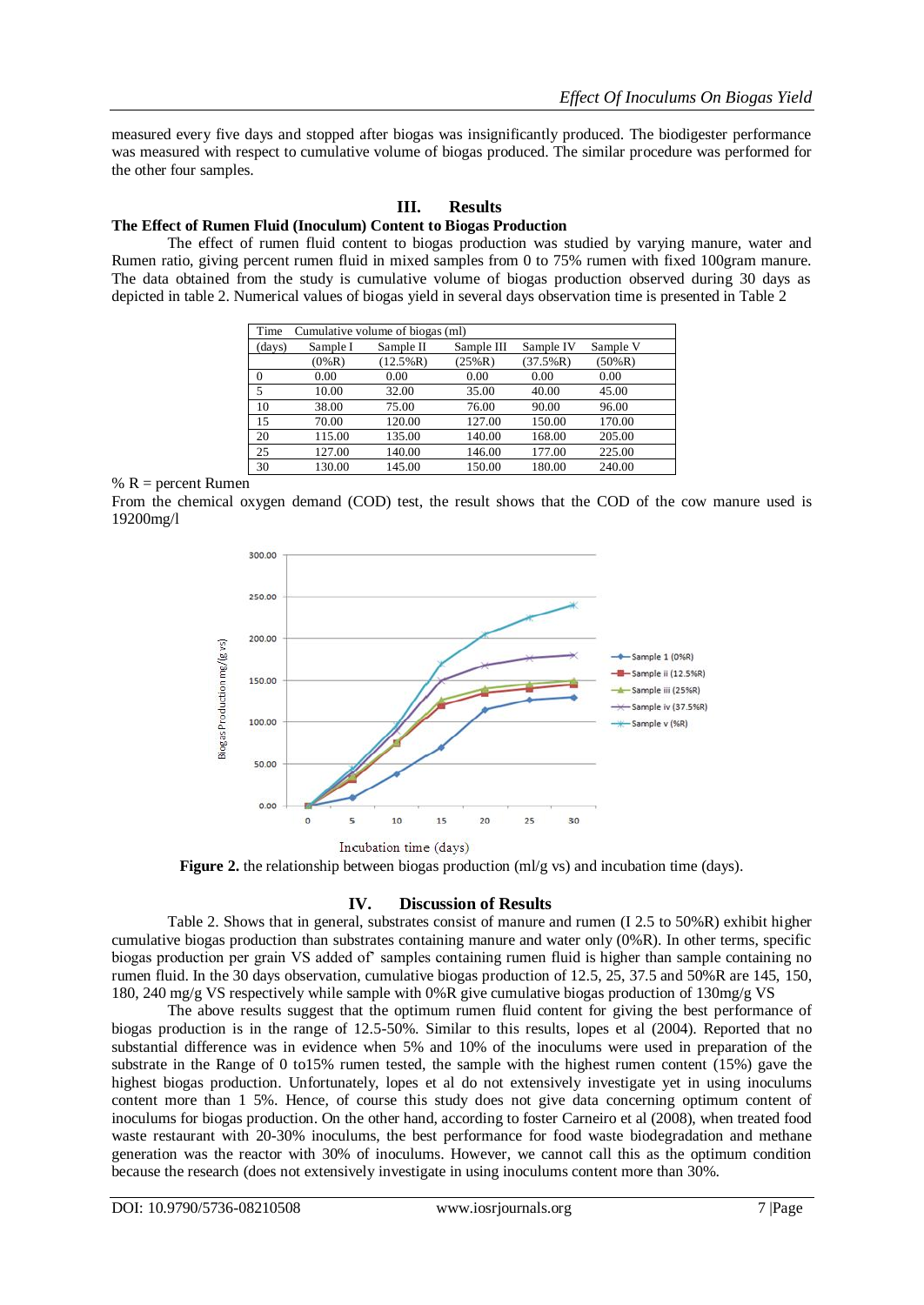measured every five days and stopped after biogas was insignificantly produced. The biodigester performance was measured with respect to cumulative volume of biogas produced. The similar procedure was performed for the other four samples.

## III. Results

### The Effect of Rumen Fluid (Inoculum) Content to Biogas Production

The effect of rumen fluid content to biogas production was studied by varying manure, water and Rumen ratio, giving percent rumen fluid in mixed samples from 0 to 75% rumen with fixed 100gram manure. The data obtained from the study is cumulative volume of biogas production observed during 30 days as depicted in table 2. Numerical values of biogas yield in several days observation time is presented in Table 2

| Time | Cumulative volume of biogas (ml) | | | | |
|---|---|---|---|---|---|
| (days) | Sample I (0%R) | Sample II (12.5%R) | Sample III (25%R) | Sample IV (37.5%R) | Sample V (50%R) |
| 0 | 0.00 | 0.00 | 0.00 | 0.00 | 0.00 |
| 5 | 10.00 | 32.00 | 35.00 | 40.00 | 45.00 |
| 10 | 38.00 | 75.00 | 76.00 | 90.00 | 96.00 |
| 15 | 70.00 | 120.00 | 127.00 | 150.00 | 170.00 |
| 20 | 115.00 | 135.00 | 140.00 | 168.00 | 205.00 |
| 25 | 127.00 | 140.00 | 146.00 | 177.00 | 225.00 |
| 30 | 130.00 | 145.00 | 150.00 | 180.00 | 240.00 |

% R = percent Rumen

From the chemical oxygen demand (COD) test, the result shows that the COD of the cow manure used is 19200mg/l

**Figure 2.** the relationship between biogas production (ml/g vs) and incubation time (days).

## IV. Discussion of Results

Table 2. Shows that in general, substrates consist of manure and rumen (I 2.5 to 50%R) exhibit higher cumulative biogas production than substrates containing manure and water only (0%R). In other terms, specific biogas production per grain VS added of' samples containing rumen fluid is higher than sample containing no rumen fluid. In the 30 days observation, cumulative biogas production of 12.5, 25, 37.5 and 50%R are 145, 150, 180, 240 mg/g VS respectively while sample with 0%R give cumulative biogas production of 130mg/g VS

The above results suggest that the optimum rumen fluid content for giving the best performance of biogas production is in the range of 12.5-50%. Similar to this results, lopes et al (2004). Reported that no substantial difference was in evidence when 5% and 10% of the inoculums were used in preparation of the substrate in the Range of 0 to15% rumen tested, the sample with the highest rumen content (15%) gave the highest biogas production. Unfortunately, lopes et al do not extensively investigate yet in using inoculums content more than 1 5%. Hence, of course this study does not give data concerning optimum content of inoculums for biogas production. On the other hand, according to foster Carneiro et al (2008), when treated food waste restaurant with 20-30% inoculums, the best performance for food waste biodegradation and methane generation was the reactor with 30% of inoculums. However, we cannot call this as the optimum condition because the research (does not extensively investigate in using inoculums content more than 30%.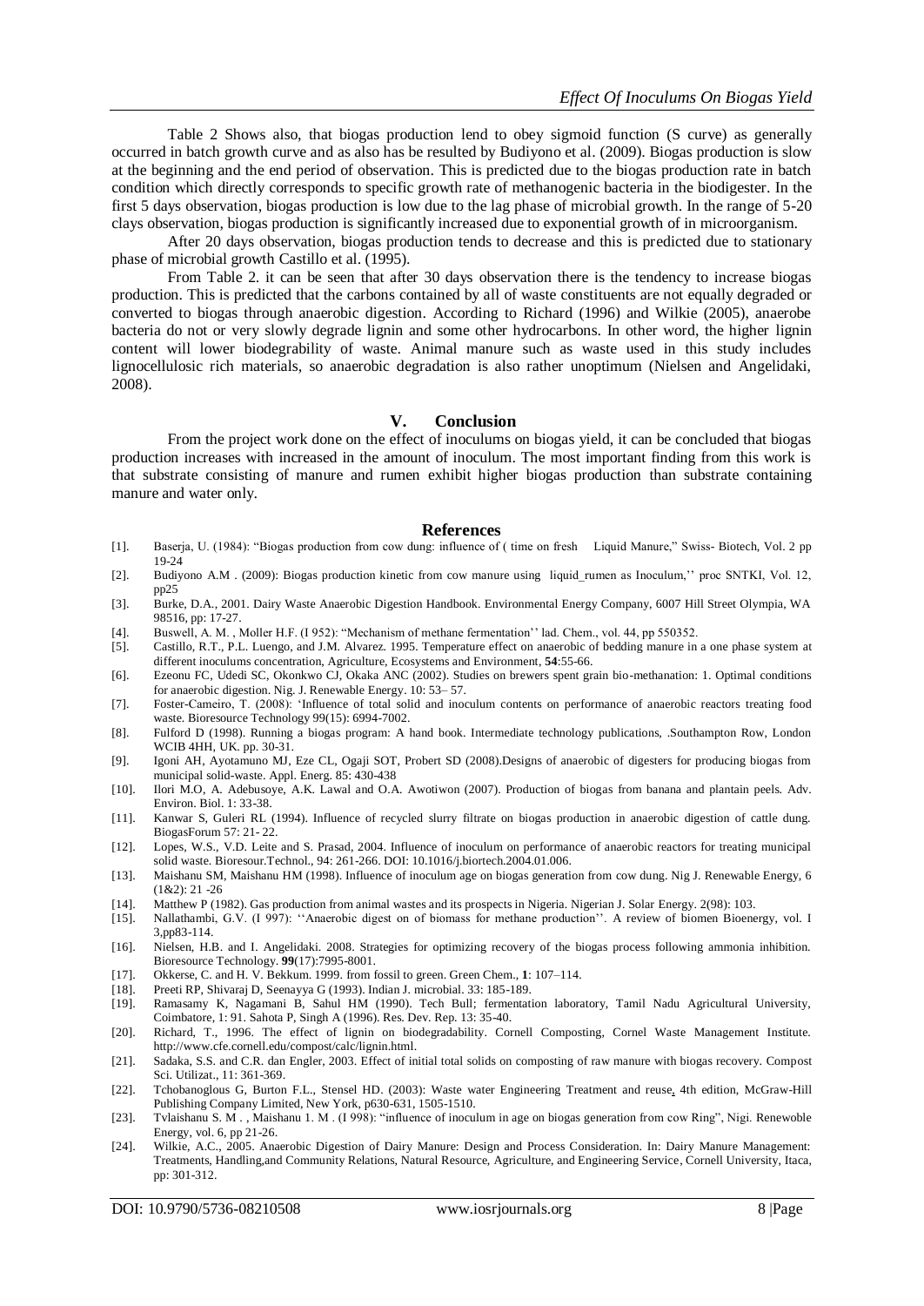Table 2 Shows also, that biogas production lend to obey sigmoid function (S curve) as generally occurred in batch growth curve and as also has be resulted by Budiyono et al. (2009). Biogas production is slow at the beginning and the end period of observation. This is predicted due to the biogas production rate in batch condition which directly corresponds to specific growth rate of methanogenic bacteria in the biodigester. In the first 5 days observation, biogas production is low due to the lag phase of microbial growth. In the range of 5-20 clays observation, biogas production is significantly increased due to exponential growth of in microorganism.

After 20 days observation, biogas production tends to decrease and this is predicted due to stationary phase of microbial growth Castillo et al. (1995).

From Table 2. it can be seen that after 30 days observation there is the tendency to increase biogas production. This is predicted that the carbons contained by all of waste constituents are not equally degraded or converted to biogas through anaerobic digestion. According to Richard (1996) and Wilkie (2005), anaerobe bacteria do not or very slowly degrade lignin and some other hydrocarbons. In other word, the higher lignin content will lower biodegrability of waste. Animal manure such as waste used in this study includes lignocellulosic rich materials, so anaerobic degradation is also rather unoptimum (Nielsen and Angelidaki, 2008).

## V. Conclusion

From the project work done on the effect of inoculums on biogas yield, it can be concluded that biogas production increases with increased in the amount of inoculum. The most important finding from this work is that substrate consisting of manure and rumen exhibit higher biogas production than substrate containing manure and water only.

## References

[1]. Baserja, U. (1984): "Biogas production from cow dung: influence of ( time on fresh Liquid Manure," Swiss- Biotech, Vol. 2 pp 19-24

[2]. Budiyono A.M . (2009): Biogas production kinetic from cow manure using liquid_rumen as Inoculum,'' proc SNTKI, Vol. 12, pp25

[3]. Burke, D.A., 2001. Dairy Waste Anaerobic Digestion Handbook. Environmental Energy Company, 6007 Hill Street Olympia, WA 98516, pp: 17-27.

[4]. Buswell, A. M. , Moller H.F. (I 952): "Mechanism of methane fermentation'' lad. Chem., vol. 44, pp 550352.

[5]. Castillo, R.T., P.L. Luengo, and J.M. Alvarez. 1995. Temperature effect on anaerobic of bedding manure in a one phase system at different inoculums concentration, Agriculture, Ecosystems and Environment, **54**:55-66.

[6]. Ezeonu FC, Udedi SC, Okonkwo CJ, Okaka ANC (2002). Studies on brewers spent grain bio-methanation: 1. Optimal conditions for anaerobic digestion. Nig. J. Renewable Energy. 10: 53– 57.

[7]. Foster-Cameiro, T. (2008): 'Influence of total solid and inoculum contents on performance of anaerobic reactors treating food waste. Bioresource Technology 99(15): 6994-7002.

[8]. Fulford D (1998). Running a biogas program: A hand book. Intermediate technology publications, .Southampton Row, London WCIB 4HH, UK. pp. 30-31.

[9]. Igoni AH, Ayotamuno MJ, Eze CL, Ogaji SOT, Probert SD (2008).Designs of anaerobic of digesters for producing biogas from municipal solid-waste. Appl. Energ. 85: 430-438

[10]. Ilori M.O, A. Adebusoye, A.K. Lawal and O.A. Awotiwon (2007). Production of biogas from banana and plantain peels. Adv. Environ. Biol. 1: 33-38.

[11]. Kanwar S, Guleri RL (1994). Influence of recycled slurry filtrate on biogas production in anaerobic digestion of cattle dung. BiogasForum 57: 21- 22.

[12]. Lopes, W.S., V.D. Leite and S. Prasad, 2004. Influence of inoculum on performance of anaerobic reactors for treating municipal solid waste. Bioresour.Technol., 94: 261-266. DOI: 10.1016/j.biortech.2004.01.006.

[13]. Maishanu SM, Maishanu HM (1998). Influence of inoculum age on biogas generation from cow dung. Nig J. Renewable Energy, 6 (1&2): 21 -26

[14]. Matthew P (1982). Gas production from animal wastes and its prospects in Nigeria. Nigerian J. Solar Energy. 2(98): 103.

[15]. Nallathambi, G.V. (I 997): ''Anaerobic digest on of biomass for methane production''. A review of biomen Bioenergy, vol. I 3,pp83-114.

[16]. Nielsen, H.B. and I. Angelidaki. 2008. Strategies for optimizing recovery of the biogas process following ammonia inhibition. Bioresource Technology. **99**(17):7995-8001.

[17]. Okkerse, C. and H. V. Bekkum. 1999. from fossil to green. Green Chem., **1**: 107–114.

[18]. Preeti RP, Shivaraj D, Seenayya G (1993). Indian J. microbial. 33: 185-189.

[19]. Ramasamy K, Nagamani B, Sahul HM (1990). Tech Bull; fermentation laboratory, Tamil Nadu Agricultural University, Coimbatore, 1: 91. Sahota P, Singh A (1996). Res. Dev. Rep. 13: 35-40.

[20]. Richard, T., 1996. The effect of lignin on biodegradability. Cornell Composting, Cornel Waste Management Institute. http://www.cfe.cornell.edu/compost/calc/lignin.html.

[21]. Sadaka, S.S. and C.R. dan Engler, 2003. Effect of initial total solids on composting of raw manure with biogas recovery. Compost Sci. Utilizat., 11: 361-369.

[22]. Tchobanoglous G, Burton F.L., Stensel HD. (2003): Waste water Engineering Treatment and reuse, 4th edition, McGraw-Hill Publishing Company Limited, New York, p630-631, 1505-1510.

[23]. Tvlaishanu S. M . , Maishanu 1. M . (I 998): "influence of inoculum in age on biogas generation from cow Ring", Nigi. Renewoble Energy, vol. 6, pp 21-26.

[24]. Wilkie, A.C., 2005. Anaerobic Digestion of Dairy Manure: Design and Process Consideration. In: Dairy Manure Management: Treatments, Handling,and Community Relations, Natural Resource, Agriculture, and Engineering Service, Cornell University, Itaca, pp: 301-312.